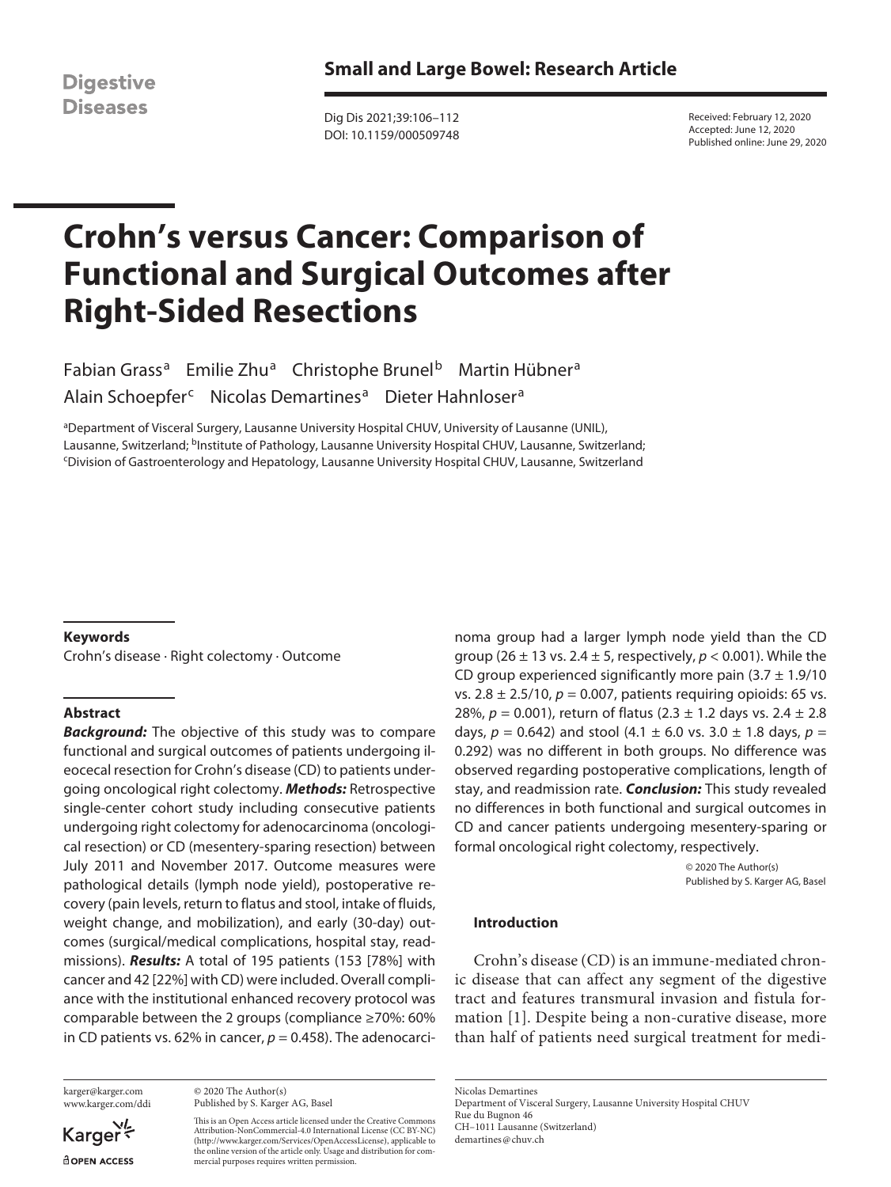Small and Large Bowel: Research Article

Received: February 12, 2020
Accepted: June 12, 2020
Published online: June 29, 2020

# Crohn's versus Cancer: Comparison of Functional and Surgical Outcomes after Right-Sided Resections

Fabian Grass[a] Emilie Zhu[a] Christophe Brunel[b] Martin Hübner[a] Alain Schoepfer[c] Nicolas Demartines[a] Dieter Hahnloser[a]

[a]Department of Visceral Surgery, Lausanne University Hospital CHUV, University of Lausanne (UNIL), Lausanne, Switzerland; [b]Institute of Pathology, Lausanne University Hospital CHUV, Lausanne, Switzerland; [c]Division of Gastroenterology and Hepatology, Lausanne University Hospital CHUV, Lausanne, Switzerland

### Keywords

Crohn's disease · Right colectomy · Outcome

### Abstract

***Background:*** The objective of this study was to compare functional and surgical outcomes of patients undergoing ileocecal resection for Crohn's disease (CD) to patients undergoing oncological right colectomy. ***Methods:*** Retrospective single-center cohort study including consecutive patients undergoing right colectomy for adenocarcinoma (oncological resection) or CD (mesentery-sparing resection) between July 2011 and November 2017. Outcome measures were pathological details (lymph node yield), postoperative recovery (pain levels, return to flatus and stool, intake of fluids, weight change, and mobilization), and early (30-day) outcomes (surgical/medical complications, hospital stay, readmissions). ***Results:*** A total of 195 patients (153 [78%] with cancer and 42 [22%] with CD) were included. Overall compliance with the institutional enhanced recovery protocol was comparable between the 2 groups (compliance ≥70%: 60% in CD patients vs. 62% in cancer, $p = 0.458$). The adenocarcinoma group had a larger lymph node yield than the CD group ($26 \pm 13$ vs. $2.4 \pm 5$, respectively, $p < 0.001$). While the CD group experienced significantly more pain ($3.7 \pm 1.9/10$ vs. $2.8 \pm 2.5/10$, $p = 0.007$, patients requiring opioids: 65 vs. 28%, $p = 0.001$), return of flatus ($2.3 \pm 1.2$ days vs. $2.4 \pm 2.8$ days, $p = 0.642$) and stool ($4.1 \pm 6.0$ vs. $3.0 \pm 1.8$ days, $p = 0.292$) was no different in both groups. No difference was observed regarding postoperative complications, length of stay, and readmission rate. ***Conclusion:*** This study revealed no differences in both functional and surgical outcomes in CD and cancer patients undergoing mesentery-sparing or formal oncological right colectomy, respectively.

© 2020 The Author(s)
Published by S. Karger AG, Basel

### Introduction

Crohn's disease (CD) is an immune-mediated chronic disease that can affect any segment of the digestive tract and features transmural invasion and fistula formation [1]. Despite being a non-curative disease, more than half of patients need surgical treatment for medi-

karger@karger.com
www.karger.com/ddi

© 2020 The Author(s)
Published by S. Karger AG, Basel

This is an Open Access article licensed under the Creative Commons Attribution-NonCommercial-4.0 International License (CC BY-NC) (http://www.karger.com/Services/OpenAccessLicense), applicable to the online version of the article only. Usage and distribution for commercial purposes requires written permission.

Nicolas Demartines
Department of Visceral Surgery, Lausanne University Hospital CHUV
Rue du Bugnon 46
CH–1011 Lausanne (Switzerland)
demartines@chuv.ch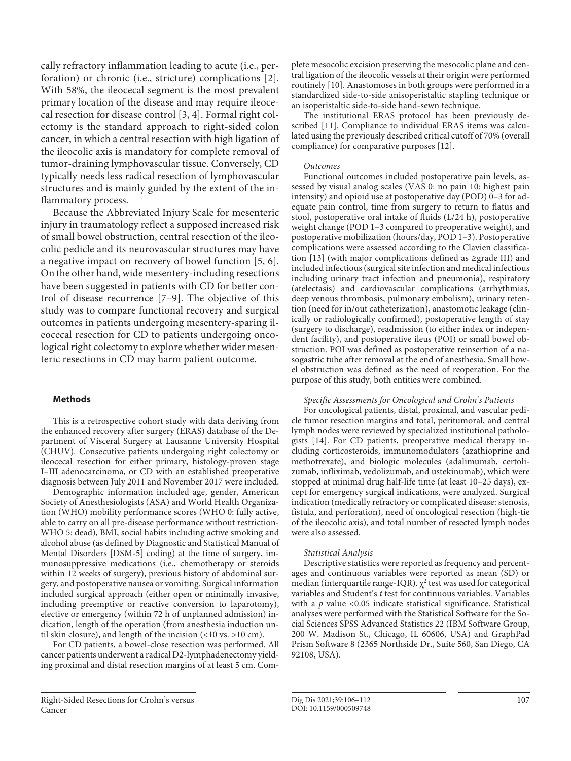cally refractory inflammation leading to acute (i.e., perforation) or chronic (i.e., stricture) complications [2]. With 58%, the ileocecal segment is the most prevalent primary location of the disease and may require ileocecal resection for disease control [3, 4]. Formal right colectomy is the standard approach to right-sided colon cancer, in which a central resection with high ligation of the ileocolic axis is mandatory for complete removal of tumor-draining lymphovascular tissue. Conversely, CD typically needs less radical resection of lymphovascular structures and is mainly guided by the extent of the inflammatory process.

Because the Abbreviated Injury Scale for mesenteric injury in traumatology reflect a supposed increased risk of small bowel obstruction, central resection of the ileocolic pedicle and its neurovascular structures may have a negative impact on recovery of bowel function [5, 6]. On the other hand, wide mesentery-including resections have been suggested in patients with CD for better control of disease recurrence [7–9]. The objective of this study was to compare functional recovery and surgical outcomes in patients undergoing mesentery-sparing ileocecal resection for CD to patients undergoing oncological right colectomy to explore whether wider mesenteric resections in CD may harm patient outcome.

## Methods

This is a retrospective cohort study with data deriving from the enhanced recovery after surgery (ERAS) database of the Department of Visceral Surgery at Lausanne University Hospital (CHUV). Consecutive patients undergoing right colectomy or ileocecal resection for either primary, histology-proven stage I–III adenocarcinoma, or CD with an established preoperative diagnosis between July 2011 and November 2017 were included.

Demographic information included age, gender, American Society of Anesthesiologists (ASA) and World Health Organization (WHO) mobility performance scores (WHO 0: fully active, able to carry on all pre-disease performance without restriction-WHO 5: dead), BMI, social habits including active smoking and alcohol abuse (as defined by Diagnostic and Statistical Manual of Mental Disorders [DSM-5] coding) at the time of surgery, immunosuppressive medications (i.e., chemotherapy or steroids within 12 weeks of surgery), previous history of abdominal surgery, and postoperative nausea or vomiting. Surgical information included surgical approach (either open or minimally invasive, including preemptive or reactive conversion to laparotomy), elective or emergency (within 72 h of unplanned admission) indication, length of the operation (from anesthesia induction until skin closure), and length of the incision (<10 vs. >10 cm).

For CD patients, a bowel-close resection was performed. All cancer patients underwent a radical D2-lymphadenectomy yielding proximal and distal resection margins of at least 5 cm. Complete mesocolic excision preserving the mesocolic plane and central ligation of the ileocolic vessels at their origin were performed routinely [10]. Anastomoses in both groups were performed in a standardized side-to-side anisoperistaltic stapling technique or an isoperistaltic side-to-side hand-sewn technique.

The institutional ERAS protocol has been previously described [11]. Compliance to individual ERAS items was calculated using the previously described critical cutoff of 70% (overall compliance) for comparative purposes [12].

### *Outcomes*

Functional outcomes included postoperative pain levels, assessed by visual analog scales (VAS 0: no pain 10: highest pain intensity) and opioid use at postoperative day (POD) 0–3 for adequate pain control, time from surgery to return to flatus and stool, postoperative oral intake of fluids (L/24 h), postoperative weight change (POD 1–3 compared to preoperative weight), and postoperative mobilization (hours/day, POD 1–3). Postoperative complications were assessed according to the Clavien classification [13] (with major complications defined as ≥grade III) and included infectious (surgical site infection and medical infectious including urinary tract infection and pneumonia), respiratory (atelectasis) and cardiovascular complications (arrhythmias, deep venous thrombosis, pulmonary embolism), urinary retention (need for in/out catheterization), anastomotic leakage (clinically or radiologically confirmed), postoperative length of stay (surgery to discharge), readmission (to either index or independent facility), and postoperative ileus (POI) or small bowel obstruction. POI was defined as postoperative reinsertion of a nasogastric tube after removal at the end of anesthesia. Small bowel obstruction was defined as the need of reoperation. For the purpose of this study, both entities were combined.

### *Specific Assessments for Oncological and Crohn's Patients*

For oncological patients, distal, proximal, and vascular pedicle tumor resection margins and total, peritumoral, and central lymph nodes were reviewed by specialized institutional pathologists [14]. For CD patients, preoperative medical therapy including corticosteroids, immunomodulators (azathioprine and methotrexate), and biologic molecules (adalimumab, certolizumab, infliximab, vedolizumab, and ustekinumab), which were stopped at minimal drug half-life time (at least 10–25 days), except for emergency surgical indications, were analyzed. Surgical indication (medically refractory or complicated disease: stenosis, fistula, and perforation), need of oncological resection (high-tie of the ileocolic axis), and total number of resected lymph nodes were also assessed.

### *Statistical Analysis*

Descriptive statistics were reported as frequency and percentages and continuous variables were reported as mean (SD) or median (interquartile range-IQR). $\chi^2$ test was used for categorical variables and Student's *t* test for continuous variables. Variables with a *p* value <0.05 indicate statistical significance. Statistical analyses were performed with the Statistical Software for the Social Sciences SPSS Advanced Statistics 22 (IBM Software Group, 200 W. Madison St., Chicago, IL 60606, USA) and GraphPad Prism Software 8 (2365 Northside Dr., Suite 560, San Diego, CA 92108, USA).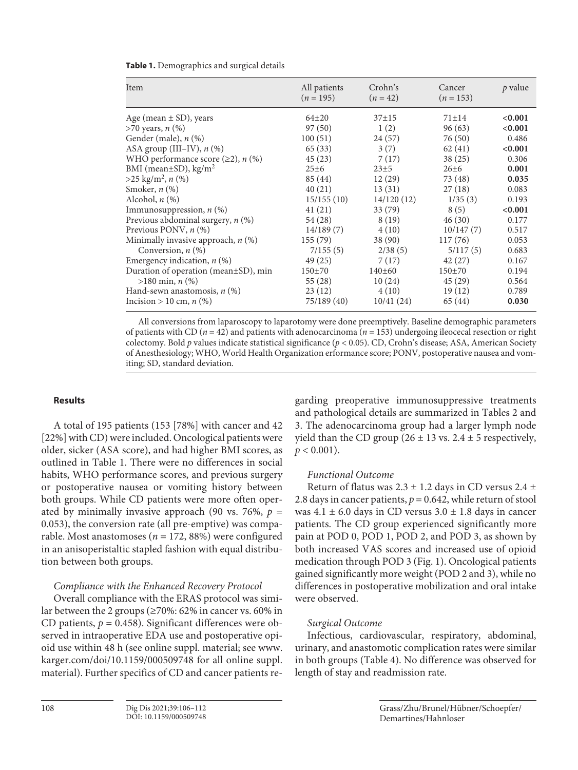**Table 1.** Demographics and surgical details

| Item | All patients ($n$ = 195) | Crohn's ($n$ = 42) | Cancer ($n$ = 153) | $p$ value |
|---|---|---|---|---|
| Age (mean ± SD), years | 64±20 | 37±15 | 71±14 | **<0.001** |
| >70 years, $n$ (%) | 97 (50) | 1 (2) | 96 (63) | **<0.001** |
| Gender (male), $n$ (%) | 100 (51) | 24 (57) | 76 (50) | 0.486 |
| ASA group (III–IV), $n$ (%) | 65 (33) | 3 (7) | 62 (41) | **<0.001** |
| WHO performance score (≥2), $n$ (%) | 45 (23) | 7 (17) | 38 (25) | 0.306 |
| BMI (mean±SD), kg/m$^2$ | 25±6 | 23±5 | 26±6 | **0.001** |
| >25 kg/m$^2$, $n$ (%) | 85 (44) | 12 (29) | 73 (48) | **0.035** |
| Smoker, $n$ (%) | 40 (21) | 13 (31) | 27 (18) | 0.083 |
| Alcohol, $n$ (%) | 15/155 (10) | 14/120 (12) | 1/35 (3) | 0.193 |
| Immunosuppression, $n$ (%) | 41 (21) | 33 (79) | 8 (5) | **<0.001** |
| Previous abdominal surgery, $n$ (%) | 54 (28) | 8 (19) | 46 (30) | 0.177 |
| Previous PONV, $n$ (%) | 14/189 (7) | 4 (10) | 10/147 (7) | 0.517 |
| Minimally invasive approach, $n$ (%) | 155 (79) | 38 (90) | 117 (76) | 0.053 |
| Conversion, $n$ (%) | 7/155 (5) | 2/38 (5) | 5/117 (5) | 0.683 |
| Emergency indication, $n$ (%) | 49 (25) | 7 (17) | 42 (27) | 0.167 |
| Duration of operation (mean±SD), min | 150±70 | 140±60 | 150±70 | 0.194 |
| >180 min, $n$ (%) | 55 (28) | 10 (24) | 45 (29) | 0.564 |
| Hand-sewn anastomosis, $n$ (%) | 23 (12) | 4 (10) | 19 (12) | 0.789 |
| Incision > 10 cm, $n$ (%) | 75/189 (40) | 10/41 (24) | 65 (44) | **0.030** |

All conversions from laparoscopy to laparotomy were done preemptively. Baseline demographic parameters of patients with CD ($n$ = 42) and patients with adenocarcinoma ($n$ = 153) undergoing ileocecal resection or right colectomy. Bold $p$ values indicate statistical significance ($p$ < 0.05). CD, Crohn's disease; ASA, American Society of Anesthesiology; WHO, World Health Organization erformance score; PONV, postoperative nausea and vomiting; SD, standard deviation.

## Results

A total of 195 patients (153 [78%] with cancer and 42 [22%] with CD) were included. Oncological patients were older, sicker (ASA score), and had higher BMI scores, as outlined in Table 1. There were no differences in social habits, WHO performance scores, and previous surgery or postoperative nausea or vomiting history between both groups. While CD patients were more often operated by minimally invasive approach (90 vs. 76%, $p$ = 0.053), the conversion rate (all pre-emptive) was comparable. Most anastomoses ($n$ = 172, 88%) were configured in an anisoperistaltic stapled fashion with equal distribution between both groups.

### *Compliance with the Enhanced Recovery Protocol*

Overall compliance with the ERAS protocol was similar between the 2 groups (≥70%: 62% in cancer vs. 60% in CD patients, $p$ = 0.458). Significant differences were observed in intraoperative EDA use and postoperative opioid use within 48 h (see online suppl. material; see www.karger.com/doi/10.1159/000509748 for all online suppl. material). Further specifics of CD and cancer patients regarding preoperative immunosuppressive treatments and pathological details are summarized in Tables 2 and 3. The adenocarcinoma group had a larger lymph node yield than the CD group (26 ± 13 vs. 2.4 ± 5 respectively, $p$ < 0.001).

### *Functional Outcome*

Return of flatus was 2.3 ± 1.2 days in CD versus 2.4 ± 2.8 days in cancer patients, $p$ = 0.642, while return of stool was 4.1 ± 6.0 days in CD versus 3.0 ± 1.8 days in cancer patients. The CD group experienced significantly more pain at POD 0, POD 1, POD 2, and POD 3, as shown by both increased VAS scores and increased use of opioid medication through POD 3 (Fig. 1). Oncological patients gained significantly more weight (POD 2 and 3), while no differences in postoperative mobilization and oral intake were observed.

### *Surgical Outcome*

Infectious, cardiovascular, respiratory, abdominal, urinary, and anastomotic complication rates were similar in both groups (Table 4). No difference was observed for length of stay and readmission rate.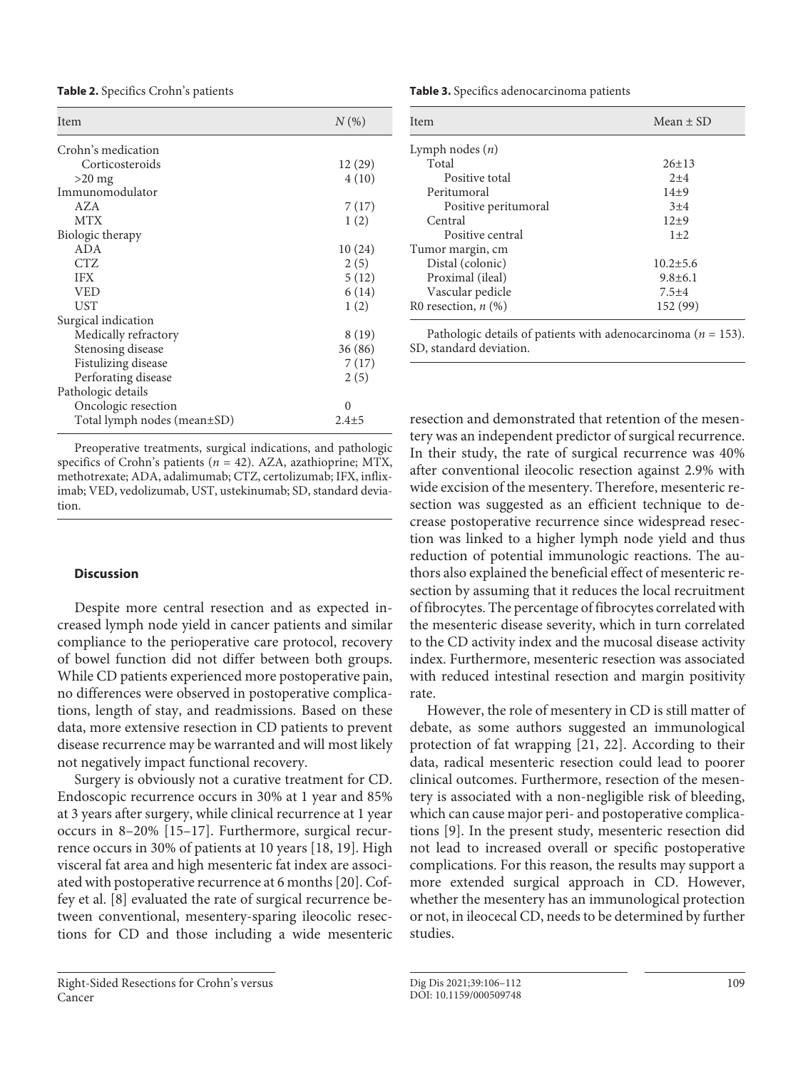**Table 2.** Specifics Crohn's patients

| Item | N (%) |
|---|---|
| Crohn's medication | |
| Corticosteroids | 12 (29) |
| >20 mg | 4 (10) |
| Immunomodulator | |
| AZA | 7 (17) |
| MTX | 1 (2) |
| Biologic therapy | |
| ADA | 10 (24) |
| CTZ | 2 (5) |
| IFX | 5 (12) |
| VED | 6 (14) |
| UST | 1 (2) |
| Surgical indication | |
| Medically refractory | 8 (19) |
| Stenosing disease | 36 (86) |
| Fistulizing disease | 7 (17) |
| Perforating disease | 2 (5) |
| Pathologic details | |
| Oncologic resection | 0 |
| Total lymph nodes (mean±SD) | 2.4±5 |

Preoperative treatments, surgical indications, and pathologic specifics of Crohn's patients ($n = 42$). AZA, azathioprine; MTX, methotrexate; ADA, adalimumab; CTZ, certolizumab; IFX, infliximab; VED, vedolizumab, UST, ustekinumab; SD, standard deviation.

**Table 3.** Specifics adenocarcinoma patients

| Item | Mean ± SD |
|---|---|
| Lymph nodes (n) | |
| Total | 26±13 |
| Positive total | 2±4 |
| Peritumoral | 14±9 |
| Positive peritumoral | 3±4 |
| Central | 12±9 |
| Positive central | 1±2 |
| Tumor margin, cm | |
| Distal (colonic) | 10.2±5.6 |
| Proximal (ileal) | 9.8±6.1 |
| Vascular pedicle | 7.5±4 |
| R0 resection, n (%) | 152 (99) |

Pathologic details of patients with adenocarcinoma ($n = 153$). SD, standard deviation.

## Discussion

Despite more central resection and as expected increased lymph node yield in cancer patients and similar compliance to the perioperative care protocol, recovery of bowel function did not differ between both groups. While CD patients experienced more postoperative pain, no differences were observed in postoperative complications, length of stay, and readmissions. Based on these data, more extensive resection in CD patients to prevent disease recurrence may be warranted and will most likely not negatively impact functional recovery.

Surgery is obviously not a curative treatment for CD. Endoscopic recurrence occurs in 30% at 1 year and 85% at 3 years after surgery, while clinical recurrence at 1 year occurs in 8–20% [15–17]. Furthermore, surgical recurrence occurs in 30% of patients at 10 years [18, 19]. High visceral fat area and high mesenteric fat index are associated with postoperative recurrence at 6 months [20]. Coffey et al. [8] evaluated the rate of surgical recurrence between conventional, mesentery-sparing ileocolic resections for CD and those including a wide mesenteric resection and demonstrated that retention of the mesentery was an independent predictor of surgical recurrence. In their study, the rate of surgical recurrence was 40% after conventional ileocolic resection against 2.9% with wide excision of the mesentery. Therefore, mesenteric resection was suggested as an efficient technique to decrease postoperative recurrence since widespread resection was linked to a higher lymph node yield and thus reduction of potential immunologic reactions. The authors also explained the beneficial effect of mesenteric resection by assuming that it reduces the local recruitment of fibrocytes. The percentage of fibrocytes correlated with the mesenteric disease severity, which in turn correlated to the CD activity index and the mucosal disease activity index. Furthermore, mesenteric resection was associated with reduced intestinal resection and margin positivity rate.

However, the role of mesentery in CD is still matter of debate, as some authors suggested an immunological protection of fat wrapping [21, 22]. According to their data, radical mesenteric resection could lead to poorer clinical outcomes. Furthermore, resection of the mesentery is associated with a non-negligible risk of bleeding, which can cause major peri- and postoperative complications [9]. In the present study, mesenteric resection did not lead to increased overall or specific postoperative complications. For this reason, the results may support a more extended surgical approach in CD. However, whether the mesentery has an immunological protection or not, in ileocecal CD, needs to be determined by further studies.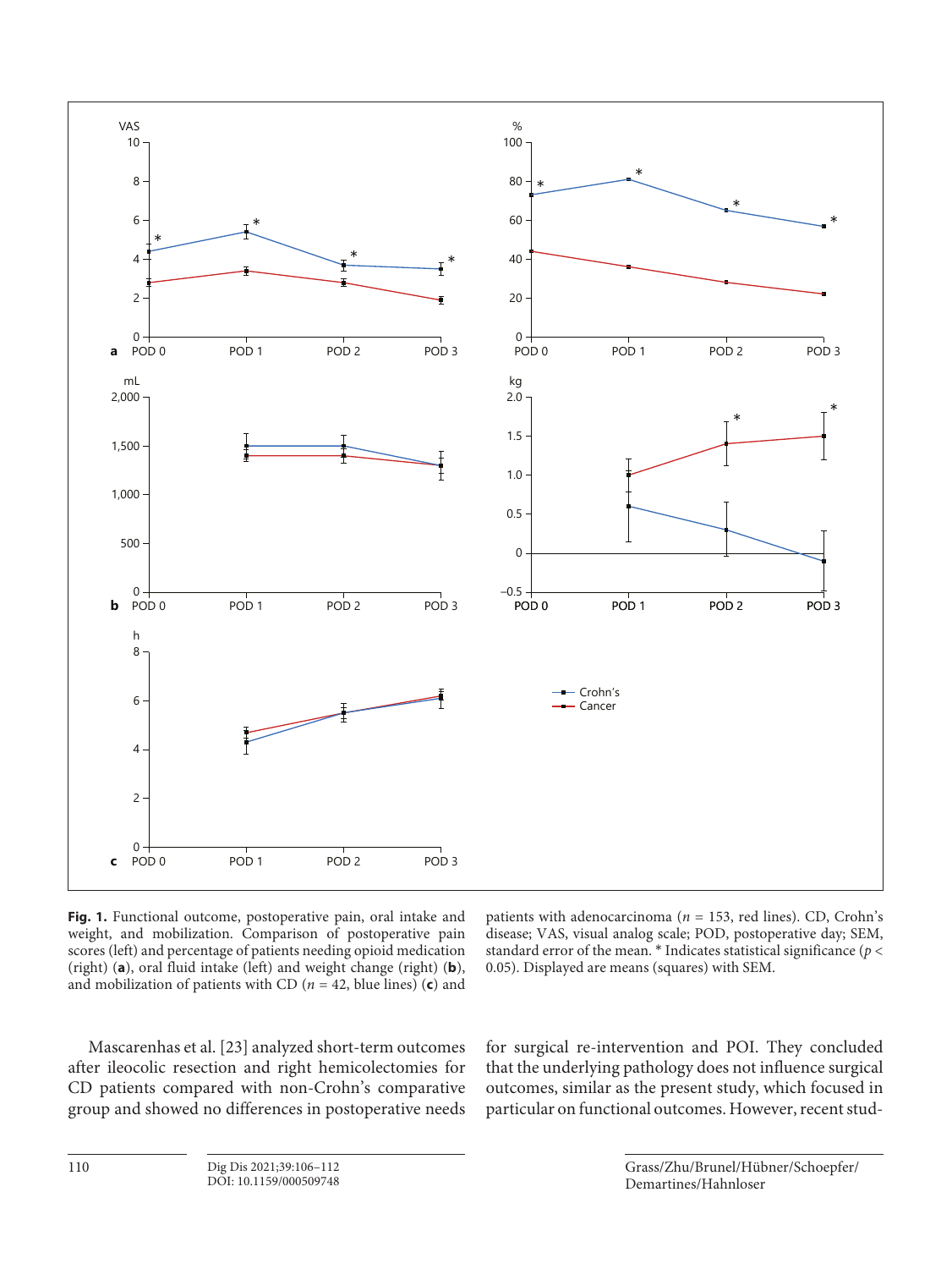**Fig. 1.** Functional outcome, postoperative pain, oral intake and weight, and mobilization. Comparison of postoperative pain scores (left) and percentage of patients needing opioid medication (right) (**a**), oral fluid intake (left) and weight change (right) (**b**), and mobilization of patients with CD ($n$ = 42, blue lines) (**c**) and patients with adenocarcinoma ($n$ = 153, red lines). CD, Crohn's disease; VAS, visual analog scale; POD, postoperative day; SEM, standard error of the mean. * Indicates statistical significance ($p < 0.05$). Displayed are means (squares) with SEM.

Mascarenhas et al. [23] analyzed short-term outcomes after ileocolic resection and right hemicolectomies for CD patients compared with non-Crohn's comparative group and showed no differences in postoperative needs for surgical re-intervention and POI. They concluded that the underlying pathology does not influence surgical outcomes, similar as the present study, which focused in particular on functional outcomes. However, recent stud-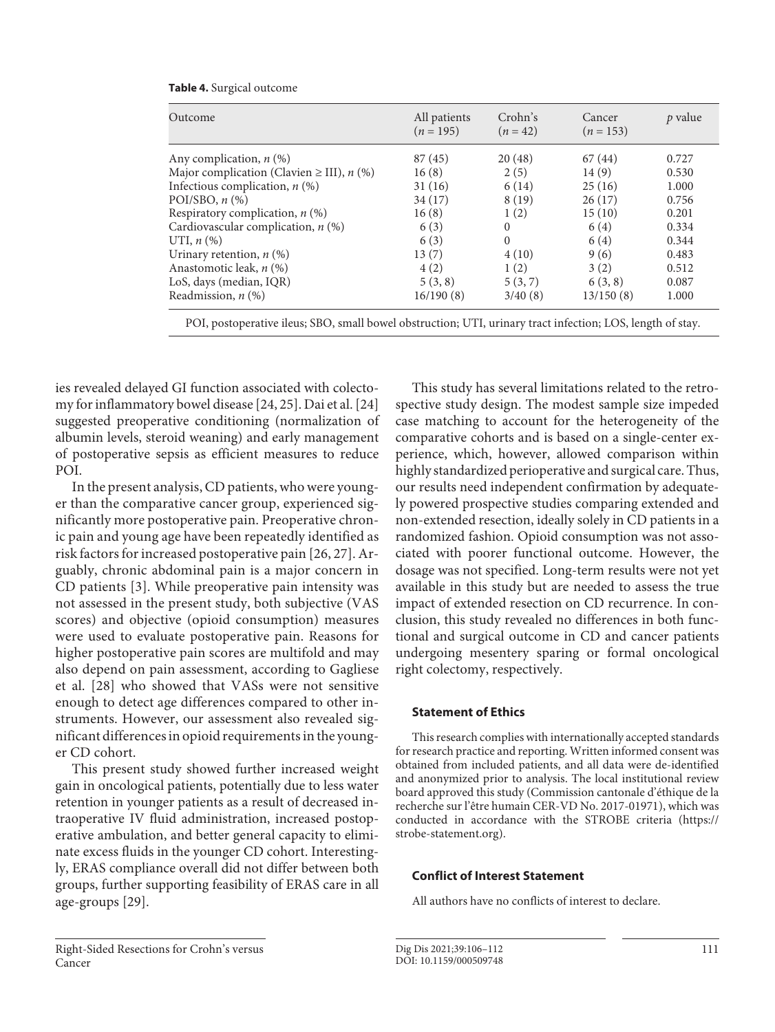**Table 4.** Surgical outcome

| Outcome | All patients ($n$ = 195) | Crohn's ($n$ = 42) | Cancer ($n$ = 153) | $p$ value |
|---|---|---|---|---|
| Any complication, $n$ (%) | 87 (45) | 20 (48) | 67 (44) | 0.727 |
| Major complication (Clavien ≥ III), $n$ (%) | 16 (8) | 2 (5) | 14 (9) | 0.530 |
| Infectious complication, $n$ (%) | 31 (16) | 6 (14) | 25 (16) | 1.000 |
| POI/SBO, $n$ (%) | 34 (17) | 8 (19) | 26 (17) | 0.756 |
| Respiratory complication, $n$ (%) | 16 (8) | 1 (2) | 15 (10) | 0.201 |
| Cardiovascular complication, $n$ (%) | 6 (3) | 0 | 6 (4) | 0.334 |
| UTI, $n$ (%) | 6 (3) | 0 | 6 (4) | 0.344 |
| Urinary retention, $n$ (%) | 13 (7) | 4 (10) | 9 (6) | 0.483 |
| Anastomotic leak, $n$ (%) | 4 (2) | 1 (2) | 3 (2) | 0.512 |
| LoS, days (median, IQR) | 5 (3, 8) | 5 (3, 7) | 6 (3, 8) | 0.087 |
| Readmission, $n$ (%) | 16/190 (8) | 3/40 (8) | 13/150 (8) | 1.000 |

POI, postoperative ileus; SBO, small bowel obstruction; UTI, urinary tract infection; LOS, length of stay.

ies revealed delayed GI function associated with colectomy for inflammatory bowel disease [24, 25]. Dai et al. [24] suggested preoperative conditioning (normalization of albumin levels, steroid weaning) and early management of postoperative sepsis as efficient measures to reduce POI.

In the present analysis, CD patients, who were younger than the comparative cancer group, experienced significantly more postoperative pain. Preoperative chronic pain and young age have been repeatedly identified as risk factors for increased postoperative pain [26, 27]. Arguably, chronic abdominal pain is a major concern in CD patients [3]. While preoperative pain intensity was not assessed in the present study, both subjective (VAS scores) and objective (opioid consumption) measures were used to evaluate postoperative pain. Reasons for higher postoperative pain scores are multifold and may also depend on pain assessment, according to Gagliese et al. [28] who showed that VASs were not sensitive enough to detect age differences compared to other instruments. However, our assessment also revealed significant differences in opioid requirements in the younger CD cohort.

This present study showed further increased weight gain in oncological patients, potentially due to less water retention in younger patients as a result of decreased intraoperative IV fluid administration, increased postoperative ambulation, and better general capacity to eliminate excess fluids in the younger CD cohort. Interestingly, ERAS compliance overall did not differ between both groups, further supporting feasibility of ERAS care in all age-groups [29].

This study has several limitations related to the retrospective study design. The modest sample size impeded case matching to account for the heterogeneity of the comparative cohorts and is based on a single-center experience, which, however, allowed comparison within highly standardized perioperative and surgical care. Thus, our results need independent confirmation by adequately powered prospective studies comparing extended and non-extended resection, ideally solely in CD patients in a randomized fashion. Opioid consumption was not associated with poorer functional outcome. However, the dosage was not specified. Long-term results were not yet available in this study but are needed to assess the true impact of extended resection on CD recurrence. In conclusion, this study revealed no differences in both functional and surgical outcome in CD and cancer patients undergoing mesentery sparing or formal oncological right colectomy, respectively.

### Statement of Ethics

This research complies with internationally accepted standards for research practice and reporting. Written informed consent was obtained from included patients, and all data were de-identified and anonymized prior to analysis. The local institutional review board approved this study (Commission cantonale d'éthique de la recherche sur l'être humain CER-VD No. 2017-01971), which was conducted in accordance with the STROBE criteria (https://strobe-statement.org).

### Conflict of Interest Statement

All authors have no conflicts of interest to declare.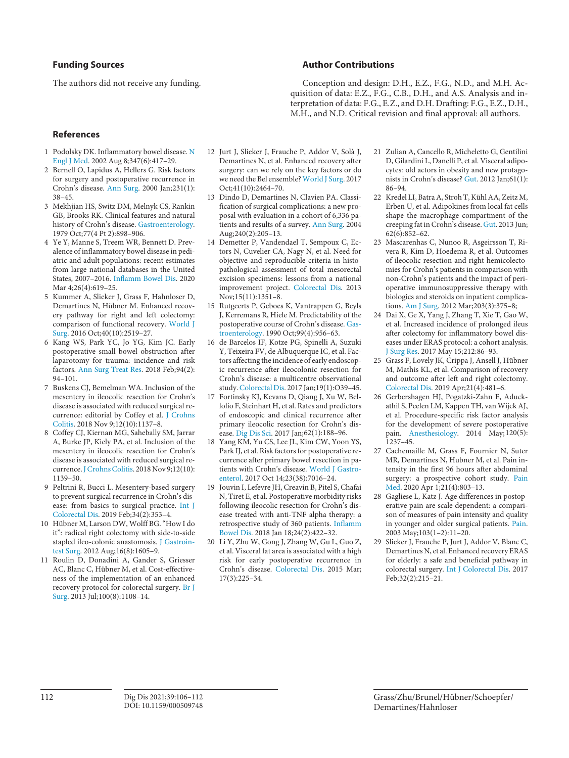## Funding Sources

The authors did not receive any funding.

## Author Contributions

Conception and design: D.H., E.Z., F.G., N.D., and M.H. Acquisition of data: E.Z., F.G., C.B., D.H., and A.S. Analysis and interpretation of data: F.G., E.Z., and D.H. Drafting: F.G., E.Z., D.H., M.H., and N.D. Critical revision and final approval: all authors.

## References

1 Podolsky DK. Inflammatory bowel disease. N Engl J Med. 2002 Aug 8;347(6):417–29.

2 Bernell O, Lapidus A, Hellers G. Risk factors for surgery and postoperative recurrence in Crohn's disease. Ann Surg. 2000 Jan;231(1):38–45.

3 Mekhjian HS, Switz DM, Melnyk CS, Rankin GB, Brooks RK. Clinical features and natural history of Crohn's disease. Gastroenterology. 1979 Oct;77(4 Pt 2):898–906.

4 Ye Y, Manne S, Treem WR, Bennett D. Prevalence of inflammatory bowel disease in pediatric and adult populations: recent estimates from large national databases in the United States, 2007–2016. Inflamm Bowel Dis. 2020 Mar 4;26(4):619–25.

5 Kummer A, Slieker J, Grass F, Hahnloser D, Demartines N, Hübner M. Enhanced recovery pathway for right and left colectomy: comparison of functional recovery. World J Surg. 2016 Oct;40(10):2519–27.

6 Kang WS, Park YC, Jo YG, Kim JC. Early postoperative small bowel obstruction after laparotomy for trauma: incidence and risk factors. Ann Surg Treat Res. 2018 Feb;94(2):94–101.

7 Buskens CJ, Bemelman WA. Inclusion of the mesentery in ileocolic resection for Crohn's disease is associated with reduced surgical recurrence: editorial by Coffey et al. J Crohns Colitis. 2018 Nov 9;12(10):1137–8.

8 Coffey CJ, Kiernan MG, Sahebally SM, Jarrar A, Burke JP, Kiely PA, et al. Inclusion of the mesentery in ileocolic resection for Crohn's disease is associated with reduced surgical recurrence. J Crohns Colitis. 2018 Nov 9;12(10):1139–50.

9 Peltrini R, Bucci L. Mesentery-based surgery to prevent surgical recurrence in Crohn's disease: from basics to surgical practice. Int J Colorectal Dis. 2019 Feb;34(2):353–4.

10 Hübner M, Larson DW, Wolff BG. "How I do it": radical right colectomy with side-to-side stapled ileo-colonic anastomosis. J Gastrointest Surg. 2012 Aug;16(8):1605–9.

11 Roulin D, Donadini A, Gander S, Griesser AC, Blanc C, Hübner M, et al. Cost-effectiveness of the implementation of an enhanced recovery protocol for colorectal surgery. Br J Surg. 2013 Jul;100(8):1108–14.

12 Jurt J, Slieker J, Frauche P, Addor V, Solà J, Demartines N, et al. Enhanced recovery after surgery: can we rely on the key factors or do we need the Bel ensemble? World J Surg. 2017 Oct;41(10):2464–70.

13 Dindo D, Demartines N, Clavien PA. Classification of surgical complications: a new proposal with evaluation in a cohort of 6,336 patients and results of a survey. Ann Surg. 2004 Aug;240(2):205–13.

14 Demetter P, Vandendael T, Sempoux C, Ectors N, Cuvelier CA, Nagy N, et al. Need for objective and reproducible criteria in histopathological assessment of total mesorectal excision specimens: lessons from a national improvement project. Colorectal Dis. 2013 Nov;15(11):1351–8.

15 Rutgeerts P, Geboes K, Vantrappen G, Beyls J, Kerremans R, Hiele M. Predictability of the postoperative course of Crohn's disease. Gastroenterology. 1990 Oct;99(4):956–63.

16 de Barcelos IF, Kotze PG, Spinelli A, Suzuki Y, Teixeira FV, de Albuquerque IC, et al. Factors affecting the incidence of early endoscopic recurrence after ileocolonic resection for Crohn's disease: a multicentre observational study. Colorectal Dis. 2017 Jan;19(1):O39–45.

17 Fortinsky KJ, Kevans D, Qiang J, Xu W, Bellolio F, Steinhart H, et al. Rates and predictors of endoscopic and clinical recurrence after primary ileocolic resection for Crohn's disease. Dig Dis Sci. 2017 Jan;62(1):188–96.

18 Yang KM, Yu CS, Lee JL, Kim CW, Yoon YS, Park IJ, et al. Risk factors for postoperative recurrence after primary bowel resection in patients with Crohn's disease. World J Gastroenterol. 2017 Oct 14;23(38):7016–24.

19 Jouvin I, Lefevre JH, Creavin B, Pitel S, Chafai N, Tiret E, et al. Postoperative morbidity risks following ileocolic resection for Crohn's disease treated with anti-TNF alpha therapy: a retrospective study of 360 patients. Inflamm Bowel Dis. 2018 Jan 18;24(2):422–32.

20 Li Y, Zhu W, Gong J, Zhang W, Gu L, Guo Z, et al. Visceral fat area is associated with a high risk for early postoperative recurrence in Crohn's disease. Colorectal Dis. 2015 Mar;17(3):225–34.

21 Zulian A, Cancello R, Micheletto G, Gentilini D, Gilardini L, Danelli P, et al. Visceral adipocytes: old actors in obesity and new protagonists in Crohn's disease? Gut. 2012 Jan;61(1):86–94.

22 Kredel LI, Batra A, Stroh T, Kühl AA, Zeitz M, Erben U, et al. Adipokines from local fat cells shape the macrophage compartment of the creeping fat in Crohn's disease. Gut. 2013 Jun;62(6):852–62.

23 Mascarenhas C, Nunoo R, Asgeirsson T, Rivera R, Kim D, Hoedema R, et al. Outcomes of ileocolic resection and right hemicolectomies for Crohn's patients in comparison with non-Crohn's patients and the impact of perioperative immunosuppressive therapy with biologics and steroids on inpatient complications. Am J Surg. 2012 Mar;203(3):375–8;

24 Dai X, Ge X, Yang J, Zhang T, Xie T, Gao W, et al. Increased incidence of prolonged ileus after colectomy for inflammatory bowel diseases under ERAS protocol: a cohort analysis. J Surg Res. 2017 May 15;212:86–93.

25 Grass F, Lovely JK, Crippa J, Ansell J, Hübner M, Mathis KL, et al. Comparison of recovery and outcome after left and right colectomy. Colorectal Dis. 2019 Apr;21(4):481–6.

26 Gerbershagen HJ, Pogatzki-Zahn E, Aduckathil S, Peelen LM, Kappen TH, van Wijck AJ, et al. Procedure-specific risk factor analysis for the development of severe postoperative pain. Anesthesiology. 2014 May;120(5):1237–45.

27 Cachemaille M, Grass F, Fournier N, Suter MR, Demartines N, Hubner M, et al. Pain intensity in the first 96 hours after abdominal surgery: a prospective cohort study. Pain Med. 2020 Apr 1;21(4):803–13.

28 Gagliese L, Katz J. Age differences in postoperative pain are scale dependent: a comparison of measures of pain intensity and quality in younger and older surgical patients. Pain. 2003 May;103(1–2):11–20.

29 Slieker J, Frauche P, Jurt J, Addor V, Blanc C, Demartines N, et al. Enhanced recovery ERAS for elderly: a safe and beneficial pathway in colorectal surgery. Int J Colorectal Dis. 2017 Feb;32(2):215–21.